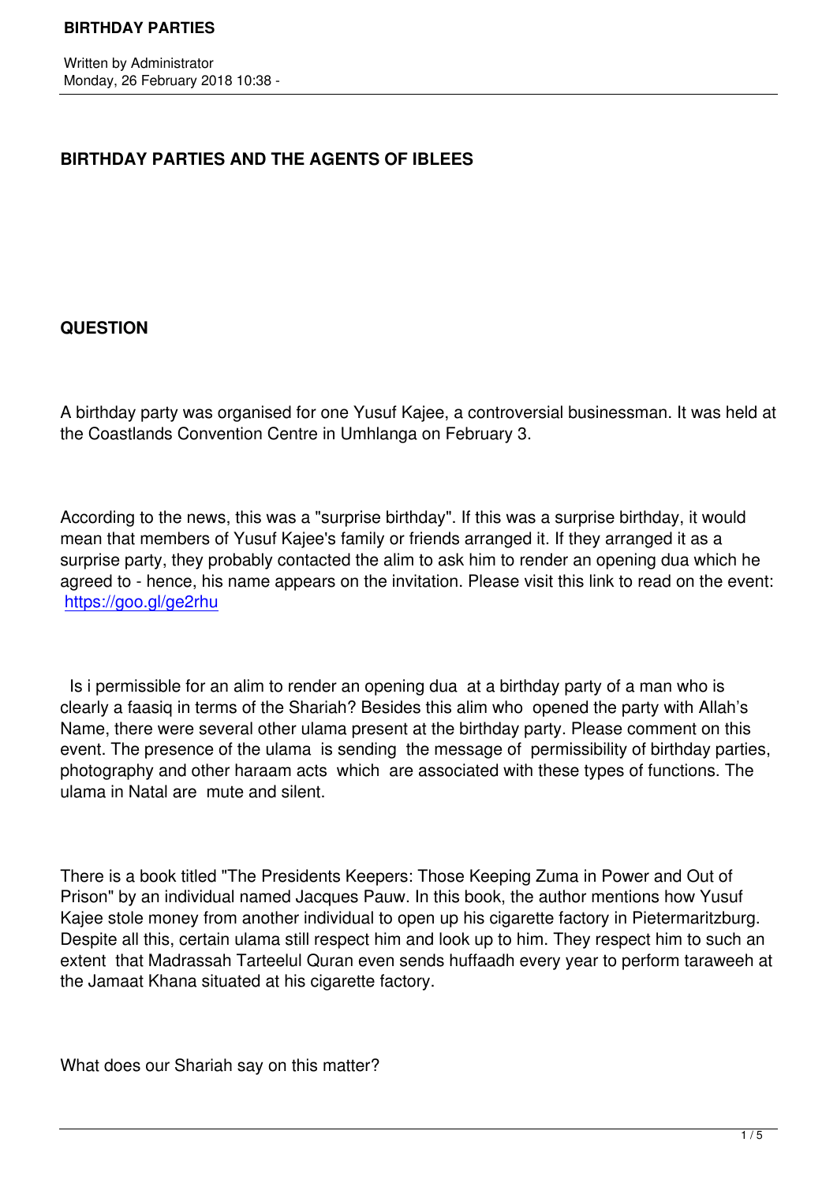# BIRTHDAY PARTIES AND THE AGENTS OF IBLEES

## QUESTION

A birthday party was organised for one Yusuf Kajee, a controversial businessman. It was held at the Coastlands Convention Centre in Umhlanga on February 3.

According to the news, this was a "surprise birthday". If this was a surprise birthday, it would mean that members of Yusuf Kajee's family or friends arranged it. If they arranged it as a surprise party, they probably contacted the alim to ask him to render an opening dua which he agreed to - hence, his name appears on the invitation. Please visit this link to read on the event: https://goo.gl/ge2rhu

Is i permissible for an alim to render an opening dua at a birthday party of a man who is clearly a faasiq in terms of the Shariah? Besides this alim who opened the party with Allah's Name, there were several other ulama present at the birthday party. Please comment on this event. The presence of the ulama is sending the message of permissibility of birthday parties, photography and other haraam acts which are associated with these types of functions. The ulama in Natal are mute and silent.

There is a book titled "The Presidents Keepers: Those Keeping Zuma in Power and Out of Prison" by an individual named Jacques Pauw. In this book, the author mentions how Yusuf Kajee stole money from another individual to open up his cigarette factory in Pietermaritzburg. Despite all this, certain ulama still respect him and look up to him. They respect him to such an extent that Madrassah Tarteelul Quran even sends huffaadh every year to perform taraweeh at the Jamaat Khana situated at his cigarette factory.

What does our Shariah say on this matter?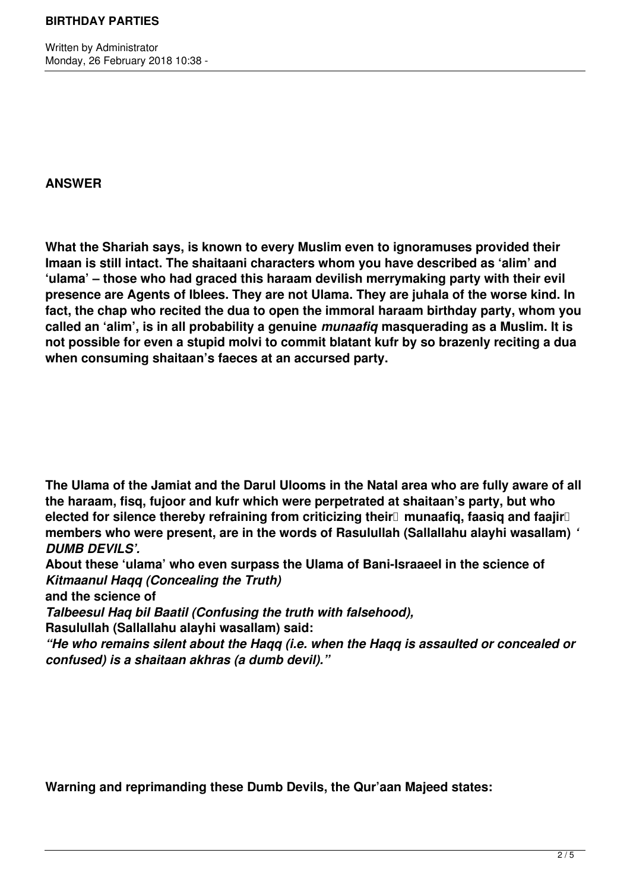**ANSWER**

**What the Shariah says, is known to every Muslim even to ignoramuses provided their Imaan is still intact. The shaitaani characters whom you have described as 'alim' and 'ulama' – those who had graced this haraam devilish merrymaking party with their evil presence are Agents of Iblees. They are not Ulama. They are juhala of the worse kind. In fact, the chap who recited the dua to open the immoral haraam birthday party, whom you called an 'alim', is in all probability a genuine *munaafiq* masquerading as a Muslim. It is not possible for even a stupid molvi to commit blatant kufr by so brazenly reciting a dua when consuming shaitaan's faeces at an accursed party.**

**The Ulama of the Jamiat and the Darul Ulooms in the Natal area who are fully aware of all the haraam, fisq, fujoor and kufr which were perpetrated at shaitaan's party, but who elected for silence thereby refraining from criticizing their munaafiq, faasiq and faajir members who were present, are in the words of Rasulullah (Sallallahu alayhi wasallam)** ***'DUMB DEVILS'.***

**About these 'ulama' who even surpass the Ulama of Bani-Israaeel in the science of** ***Kitmaanul Haqq (Concealing the Truth)***
**and the science of**
***Talbeesul Haq bil Baatil (Confusing the truth with falsehood),***
**Rasulullah (Sallallahu alayhi wasallam) said:**
***"He who remains silent about the Haqq (i.e. when the Haqq is assaulted or concealed or confused) is a shaitaan akhras (a dumb devil)."***

**Warning and reprimanding these Dumb Devils, the Qur'aan Majeed states:**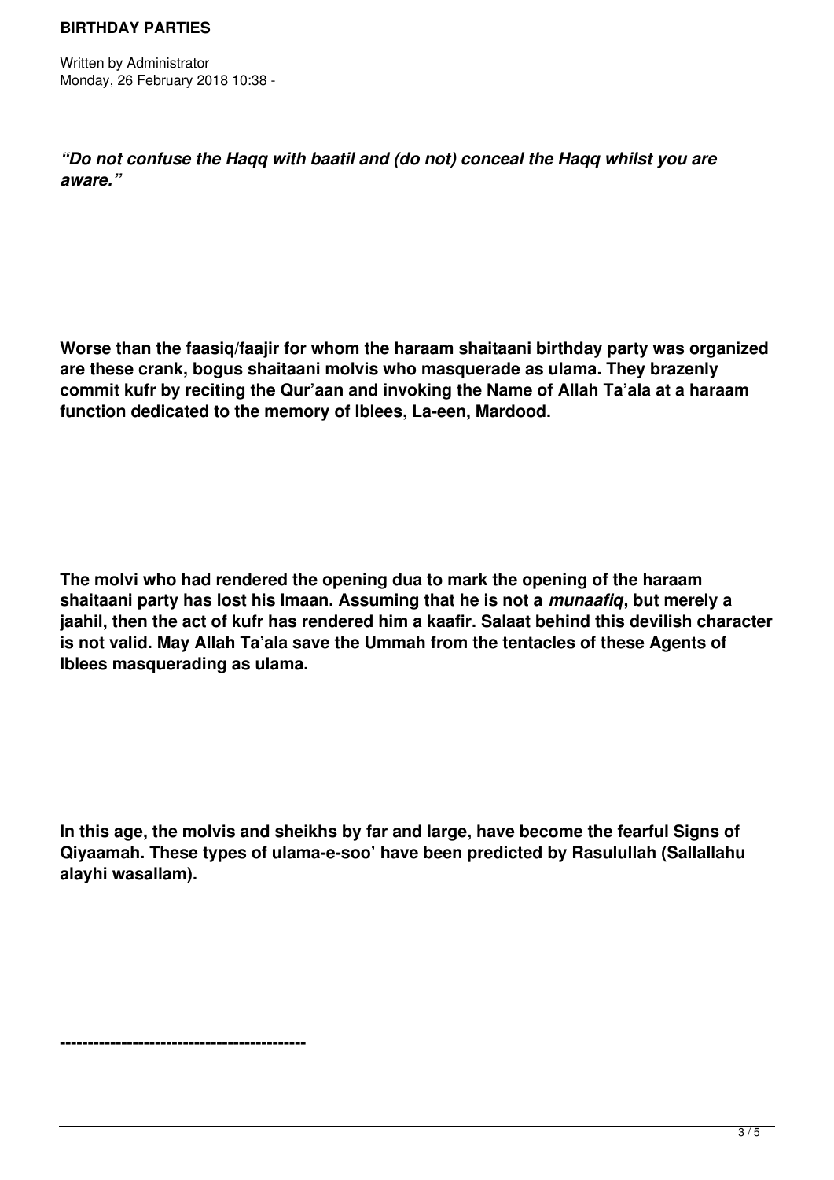***"Do not confuse the Haqq with baatil and (do not) conceal the Haqq whilst you are aware."***

**Worse than the faasiq/faajir for whom the haraam shaitaani birthday party was organized are these crank, bogus shaitaani molvis who masquerade as ulama. They brazenly commit kufr by reciting the Qur'aan and invoking the Name of Allah Ta'ala at a haraam function dedicated to the memory of Iblees, La-een, Mardood.**

**The molvi who had rendered the opening dua to mark the opening of the haraam shaitaani party has lost his Imaan. Assuming that he is not a *munaafiq*, but merely a jaahil, then the act of kufr has rendered him a kaafir. Salaat behind this devilish character is not valid. May Allah Ta'ala save the Ummah from the tentacles of these Agents of Iblees masquerading as ulama.**

**In this age, the molvis and sheikhs by far and large, have become the fearful Signs of Qiyaamah. These types of ulama-e-soo' have been predicted by Rasulullah (Sallallahu alayhi wasallam).**

**--------------------------------------------**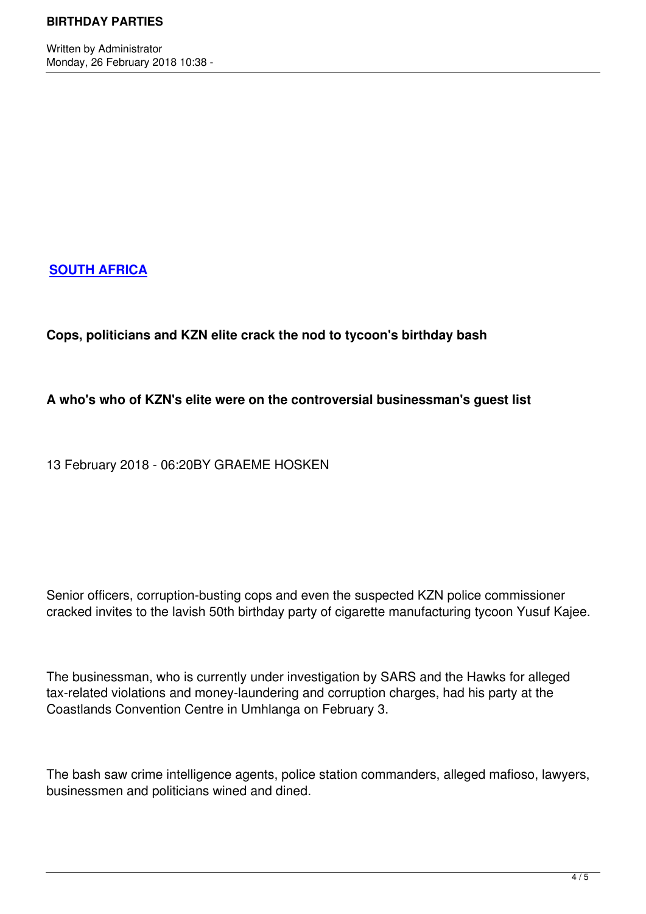**[SOUTH AFRICA]()**

**Cops, politicians and KZN elite crack the nod to tycoon's birthday bash**

**A who's who of KZN's elite were on the controversial businessman's guest list**

13 February 2018 - 06:20BY GRAEME HOSKEN

Senior officers, corruption-busting cops and even the suspected KZN police commissioner cracked invites to the lavish 50th birthday party of cigarette manufacturing tycoon Yusuf Kajee.

The businessman, who is currently under investigation by SARS and the Hawks for alleged tax-related violations and money-laundering and corruption charges, had his party at the Coastlands Convention Centre in Umhlanga on February 3.

The bash saw crime intelligence agents, police station commanders, alleged mafioso, lawyers, businessmen and politicians wined and dined.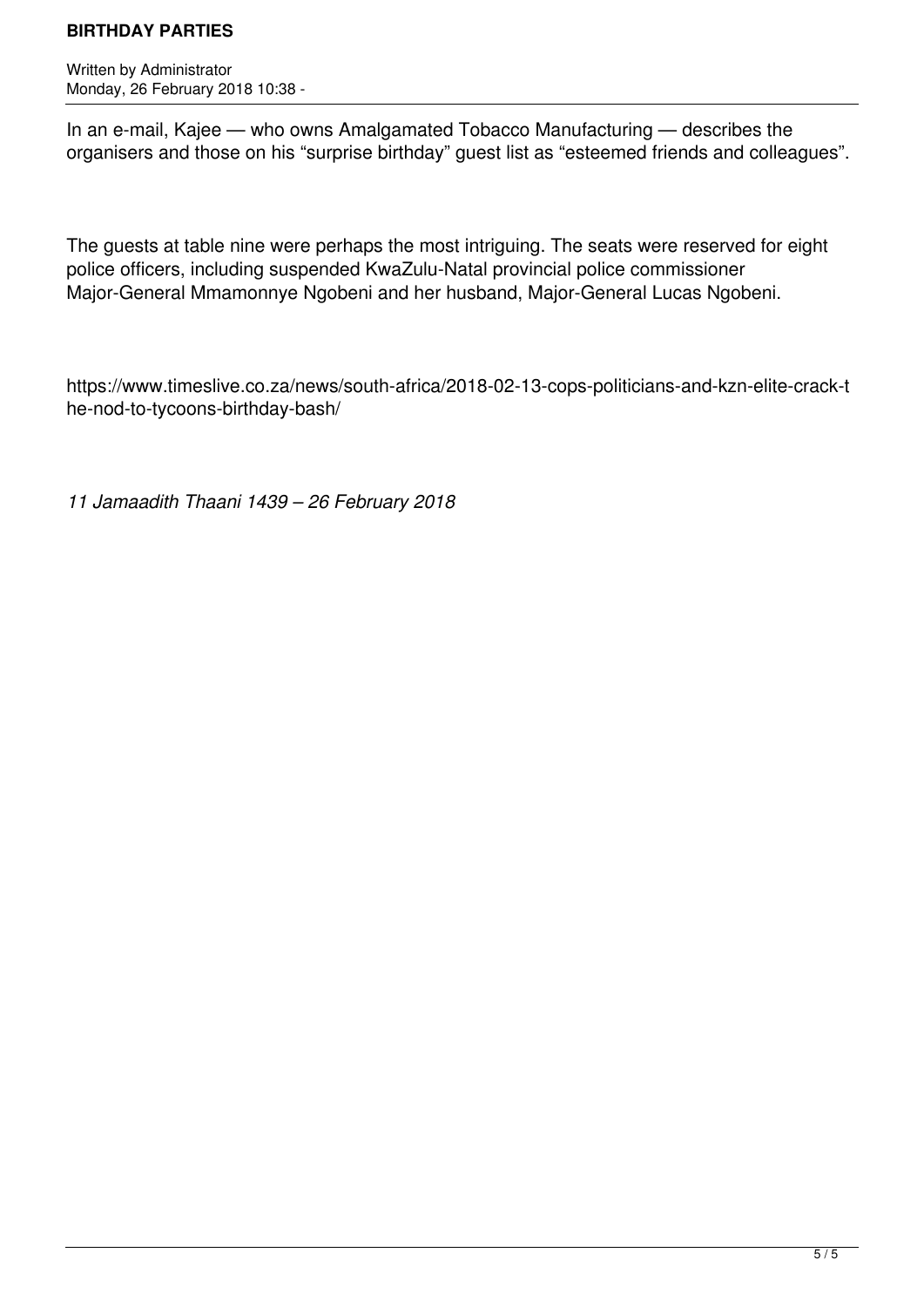In an e-mail, Kajee — who owns Amalgamated Tobacco Manufacturing — describes the organisers and those on his “surprise birthday” guest list as “esteemed friends and colleagues”.

The guests at table nine were perhaps the most intriguing. The seats were reserved for eight police officers, including suspended KwaZulu-Natal provincial police commissioner Major-General Mmamonnye Ngobeni and her husband, Major-General Lucas Ngobeni.

https://www.timeslive.co.za/news/south-africa/2018-02-13-cops-politicians-and-kzn-elite-crack-the-nod-to-tycoons-birthday-bash/

*11 Jamaadith Thaani 1439 – 26 February 2018*